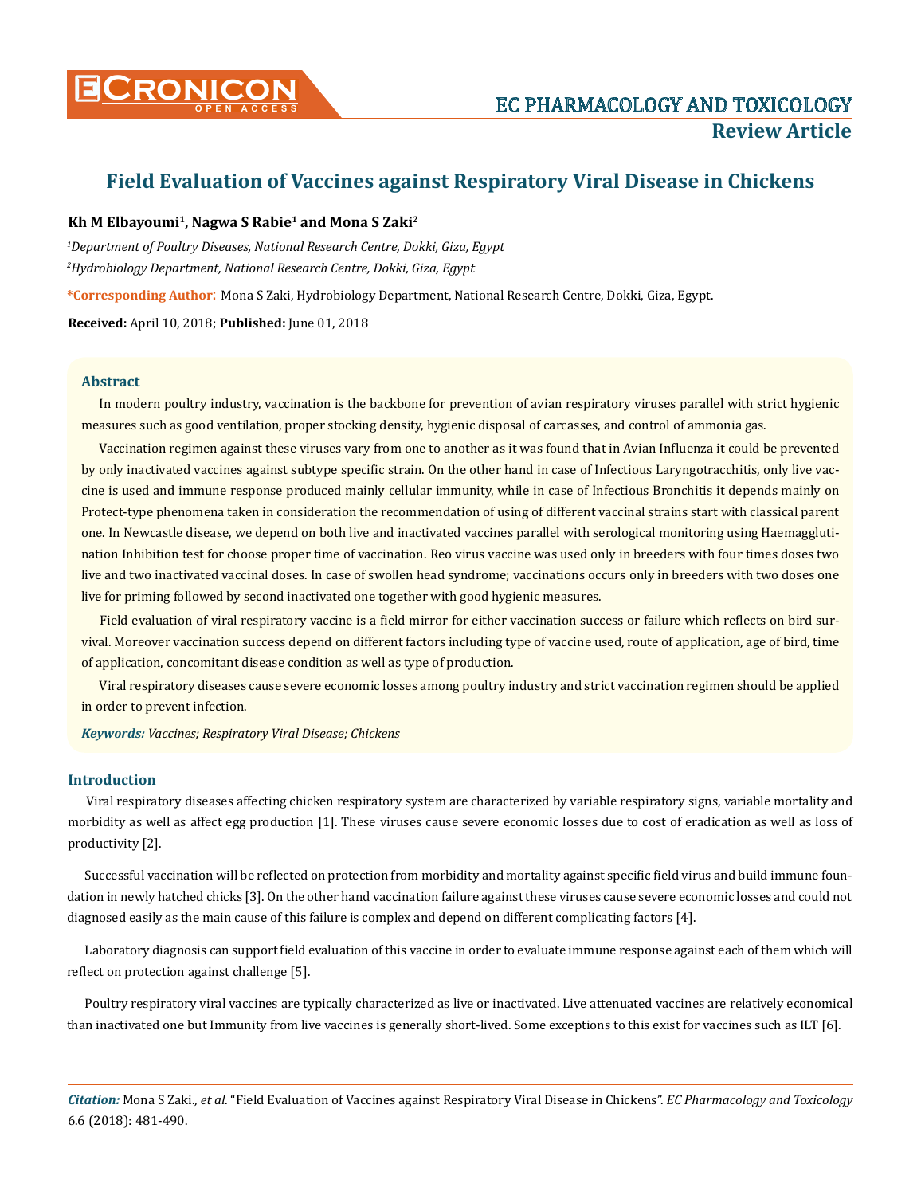# Field Evaluation of Vaccines against Respiratory Viral Disease in Chickens

**Kh M Elbayoumi[1], Nagwa S Rabie[1] and Mona S Zaki[2]**

*[1]Department of Poultry Diseases, National Research Centre, Dokki, Giza, Egypt*

*[2]Hydrobiology Department, National Research Centre, Dokki, Giza, Egypt*

**\*Corresponding Author:** Mona S Zaki, Hydrobiology Department, National Research Centre, Dokki, Giza, Egypt.

**Received:** April 10, 2018; **Published:** June 01, 2018

## Abstract

In modern poultry industry, vaccination is the backbone for prevention of avian respiratory viruses parallel with strict hygienic measures such as good ventilation, proper stocking density, hygienic disposal of carcasses, and control of ammonia gas.

Vaccination regimen against these viruses vary from one to another as it was found that in Avian Influenza it could be prevented by only inactivated vaccines against subtype specific strain. On the other hand in case of Infectious Laryngotracchitis, only live vaccine is used and immune response produced mainly cellular immunity, while in case of Infectious Bronchitis it depends mainly on Protect-type phenomena taken in consideration the recommendation of using of different vaccinal strains start with classical parent one. In Newcastle disease, we depend on both live and inactivated vaccines parallel with serological monitoring using Haemagglutination Inhibition test for choose proper time of vaccination. Reo virus vaccine was used only in breeders with four times doses two live and two inactivated vaccinal doses. In case of swollen head syndrome; vaccinations occurs only in breeders with two doses one live for priming followed by second inactivated one together with good hygienic measures.

Field evaluation of viral respiratory vaccine is a field mirror for either vaccination success or failure which reflects on bird survival. Moreover vaccination success depend on different factors including type of vaccine used, route of application, age of bird, time of application, concomitant disease condition as well as type of production.

Viral respiratory diseases cause severe economic losses among poultry industry and strict vaccination regimen should be applied in order to prevent infection.

***Keywords:*** *Vaccines; Respiratory Viral Disease; Chickens*

## Introduction

Viral respiratory diseases affecting chicken respiratory system are characterized by variable respiratory signs, variable mortality and morbidity as well as affect egg production [1]. These viruses cause severe economic losses due to cost of eradication as well as loss of productivity [2].

Successful vaccination will be reflected on protection from morbidity and mortality against specific field virus and build immune foundation in newly hatched chicks [3]. On the other hand vaccination failure against these viruses cause severe economic losses and could not diagnosed easily as the main cause of this failure is complex and depend on different complicating factors [4].

Laboratory diagnosis can support field evaluation of this vaccine in order to evaluate immune response against each of them which will reflect on protection against challenge [5].

Poultry respiratory viral vaccines are typically characterized as live or inactivated. Live attenuated vaccines are relatively economical than inactivated one but Immunity from live vaccines is generally short-lived. Some exceptions to this exist for vaccines such as ILT [6].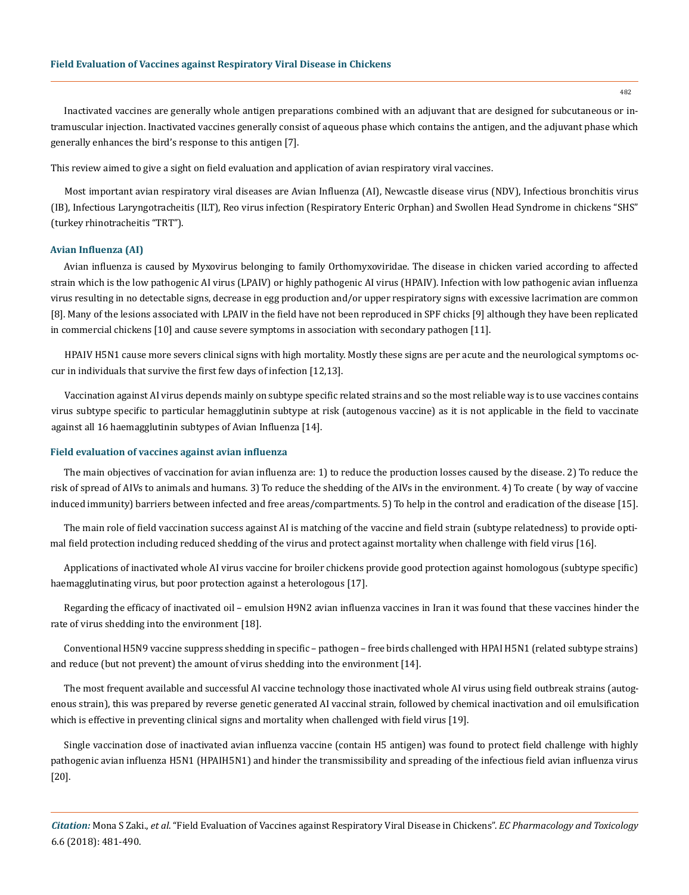Inactivated vaccines are generally whole antigen preparations combined with an adjuvant that are designed for subcutaneous or intramuscular injection. Inactivated vaccines generally consist of aqueous phase which contains the antigen, and the adjuvant phase which generally enhances the bird's response to this antigen [7].

This review aimed to give a sight on field evaluation and application of avian respiratory viral vaccines.

Most important avian respiratory viral diseases are Avian Influenza (AI), Newcastle disease virus (NDV), Infectious bronchitis virus (IB), Infectious Laryngotracheitis (ILT), Reo virus infection (Respiratory Enteric Orphan) and Swollen Head Syndrome in chickens "SHS" (turkey rhinotracheitis "TRT").

## Avian Influenza (AI)

Avian influenza is caused by Myxovirus belonging to family Orthomyxoviridae. The disease in chicken varied according to affected strain which is the low pathogenic AI virus (LPAIV) or highly pathogenic AI virus (HPAIV). Infection with low pathogenic avian influenza virus resulting in no detectable signs, decrease in egg production and/or upper respiratory signs with excessive lacrimation are common [8]. Many of the lesions associated with LPAIV in the field have not been reproduced in SPF chicks [9] although they have been replicated in commercial chickens [10] and cause severe symptoms in association with secondary pathogen [11].

HPAIV H5N1 cause more severs clinical signs with high mortality. Mostly these signs are per acute and the neurological symptoms occur in individuals that survive the first few days of infection [12,13].

Vaccination against AI virus depends mainly on subtype specific related strains and so the most reliable way is to use vaccines contains virus subtype specific to particular hemagglutinin subtype at risk (autogenous vaccine) as it is not applicable in the field to vaccinate against all 16 haemagglutinin subtypes of Avian Influenza [14].

## Field evaluation of vaccines against avian influenza

The main objectives of vaccination for avian influenza are: 1) to reduce the production losses caused by the disease. 2) To reduce the risk of spread of AIVs to animals and humans. 3) To reduce the shedding of the AIVs in the environment. 4) To create ( by way of vaccine induced immunity) barriers between infected and free areas/compartments. 5) To help in the control and eradication of the disease [15].

The main role of field vaccination success against AI is matching of the vaccine and field strain (subtype relatedness) to provide optimal field protection including reduced shedding of the virus and protect against mortality when challenge with field virus [16].

Applications of inactivated whole AI virus vaccine for broiler chickens provide good protection against homologous (subtype specific) haemagglutinating virus, but poor protection against a heterologous [17].

Regarding the efficacy of inactivated oil – emulsion H9N2 avian influenza vaccines in Iran it was found that these vaccines hinder the rate of virus shedding into the environment [18].

Conventional H5N9 vaccine suppress shedding in specific – pathogen – free birds challenged with HPAI H5N1 (related subtype strains) and reduce (but not prevent) the amount of virus shedding into the environment [14].

The most frequent available and successful AI vaccine technology those inactivated whole AI virus using field outbreak strains (autogenous strain), this was prepared by reverse genetic generated AI vaccinal strain, followed by chemical inactivation and oil emulsification which is effective in preventing clinical signs and mortality when challenged with field virus [19].

Single vaccination dose of inactivated avian influenza vaccine (contain H5 antigen) was found to protect field challenge with highly pathogenic avian influenza H5N1 (HPAIH5N1) and hinder the transmissibility and spreading of the infectious field avian influenza virus [20].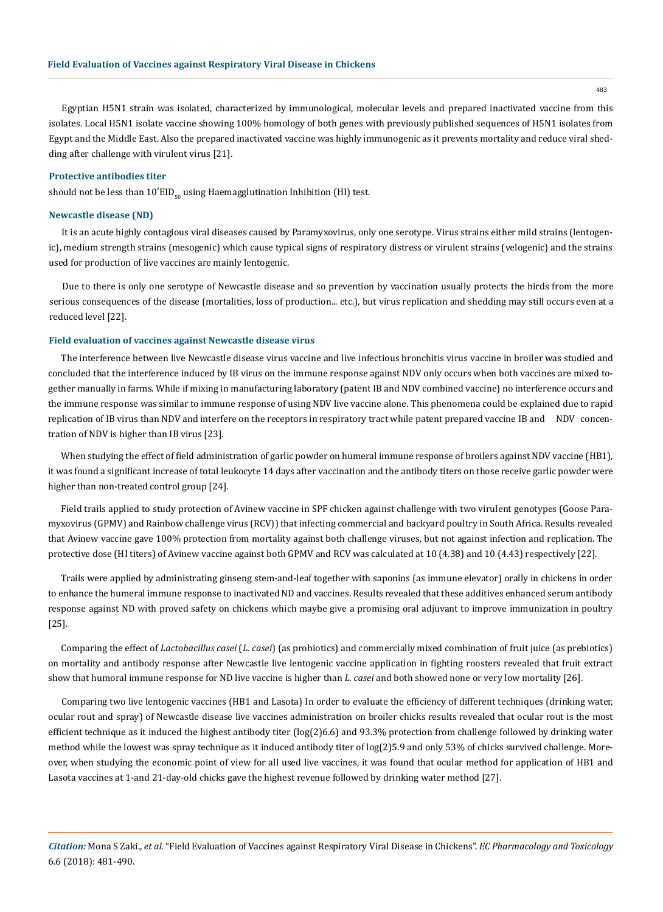Egyptian H5N1 strain was isolated, characterized by immunological, molecular levels and prepared inactivated vaccine from this isolates. Local H5N1 isolate vaccine showing 100% homology of both genes with previously published sequences of H5N1 isolates from Egypt and the Middle East. Also the prepared inactivated vaccine was highly immunogenic as it prevents mortality and reduce viral shedding after challenge with virulent virus [21].

### Protective antibodies titer

should not be less than $10^{*}EID_{50}$ using Haemagglutination Inhibition (HI) test.

### Newcastle disease (ND)

It is an acute highly contagious viral diseases caused by Paramyxovirus, only one serotype. Virus strains either mild strains (lentogenic), medium strength strains (mesogenic) which cause typical signs of respiratory distress or virulent strains (velogenic) and the strains used for production of live vaccines are mainly lentogenic.

Due to there is only one serotype of Newcastle disease and so prevention by vaccination usually protects the birds from the more serious consequences of the disease (mortalities, loss of production... etc.), but virus replication and shedding may still occurs even at a reduced level [22].

### Field evaluation of vaccines against Newcastle disease virus

The interference between live Newcastle disease virus vaccine and live infectious bronchitis virus vaccine in broiler was studied and concluded that the interference induced by IB virus on the immune response against NDV only occurs when both vaccines are mixed together manually in farms. While if mixing in manufacturing laboratory (patent IB and NDV combined vaccine) no interference occurs and the immune response was similar to immune response of using NDV live vaccine alone. This phenomena could be explained due to rapid replication of IB virus than NDV and interfere on the receptors in respiratory tract while patent prepared vaccine IB and NDV concentration of NDV is higher than IB virus [23].

When studying the effect of field administration of garlic powder on humeral immune response of broilers against NDV vaccine (HB1), it was found a significant increase of total leukocyte 14 days after vaccination and the antibody titers on those receive garlic powder were higher than non-treated control group [24].

Field trails applied to study protection of Avinew vaccine in SPF chicken against challenge with two virulent genotypes (Goose Paramyxovirus (GPMV) and Rainbow challenge virus (RCV)) that infecting commercial and backyard poultry in South Africa. Results revealed that Avinew vaccine gave 100% protection from mortality against both challenge viruses, but not against infection and replication. The protective dose (HI titers) of Avinew vaccine against both GPMV and RCV was calculated at 10 (4.38) and 10 (4.43) respectively [22].

Trails were applied by administrating ginseng stem-and-leaf together with saponins (as immune elevator) orally in chickens in order to enhance the humeral immune response to inactivated ND and vaccines. Results revealed that these additives enhanced serum antibody response against ND with proved safety on chickens which maybe give a promising oral adjuvant to improve immunization in poultry [25].

Comparing the effect of *Lactobacillus casei* (*L. casei*) (as probiotics) and commercially mixed combination of fruit juice (as prebiotics) on mortality and antibody response after Newcastle live lentogenic vaccine application in fighting roosters revealed that fruit extract show that humoral immune response for ND live vaccine is higher than *L. casei* and both showed none or very low mortality [26].

Comparing two live lentogenic vaccines (HB1 and Lasota) In order to evaluate the efficiency of different techniques (drinking water, ocular rout and spray) of Newcastle disease live vaccines administration on broiler chicks results revealed that ocular rout is the most efficient technique as it induced the highest antibody titer (log(2)6.6) and 93.3% protection from challenge followed by drinking water method while the lowest was spray technique as it induced antibody titer of log(2)5.9 and only 53% of chicks survived challenge. Moreover, when studying the economic point of view for all used live vaccines, it was found that ocular method for application of HB1 and Lasota vaccines at 1-and 21-day-old chicks gave the highest revenue followed by drinking water method [27].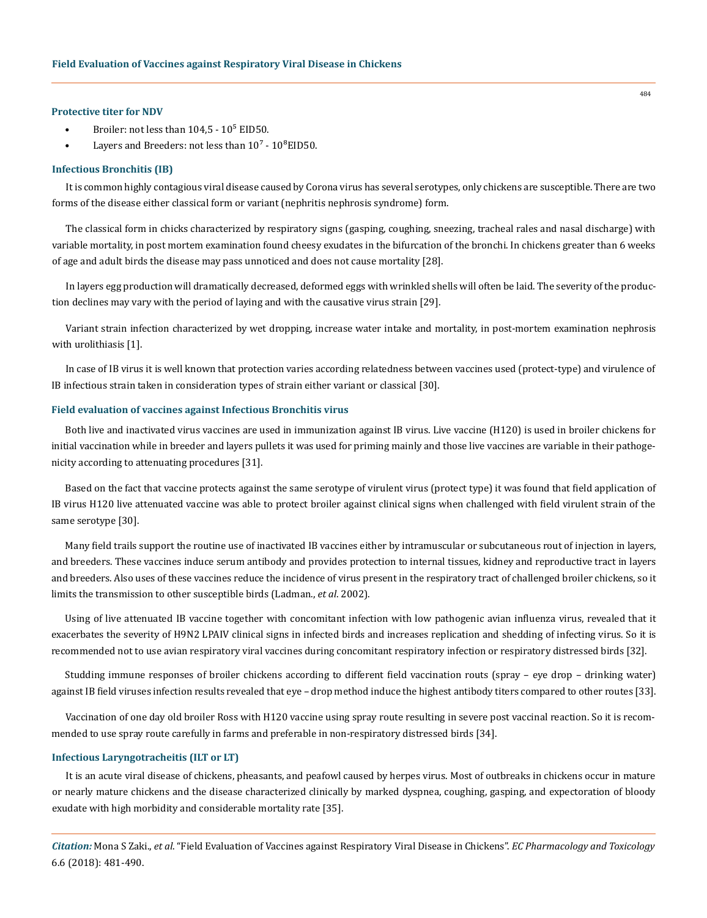#### Protective titer for NDV

- Broiler: not less than 104,5 - $10^5$ EID50.
- Layers and Breeders: not less than $10^7$ - $10^8$EID50.

#### Infectious Bronchitis (IB)

It is common highly contagious viral disease caused by Corona virus has several serotypes, only chickens are susceptible. There are two forms of the disease either classical form or variant (nephritis nephrosis syndrome) form.

The classical form in chicks characterized by respiratory signs (gasping, coughing, sneezing, tracheal rales and nasal discharge) with variable mortality, in post mortem examination found cheesy exudates in the bifurcation of the bronchi. In chickens greater than 6 weeks of age and adult birds the disease may pass unnoticed and does not cause mortality [28].

In layers egg production will dramatically decreased, deformed eggs with wrinkled shells will often be laid. The severity of the production declines may vary with the period of laying and with the causative virus strain [29].

Variant strain infection characterized by wet dropping, increase water intake and mortality, in post-mortem examination nephrosis with urolithiasis [1].

In case of IB virus it is well known that protection varies according relatedness between vaccines used (protect-type) and virulence of IB infectious strain taken in consideration types of strain either variant or classical [30].

#### Field evaluation of vaccines against Infectious Bronchitis virus

Both live and inactivated virus vaccines are used in immunization against IB virus. Live vaccine (H120) is used in broiler chickens for initial vaccination while in breeder and layers pullets it was used for priming mainly and those live vaccines are variable in their pathogenicity according to attenuating procedures [31].

Based on the fact that vaccine protects against the same serotype of virulent virus (protect type) it was found that field application of IB virus H120 live attenuated vaccine was able to protect broiler against clinical signs when challenged with field virulent strain of the same serotype [30].

Many field trails support the routine use of inactivated IB vaccines either by intramuscular or subcutaneous rout of injection in layers, and breeders. These vaccines induce serum antibody and provides protection to internal tissues, kidney and reproductive tract in layers and breeders. Also uses of these vaccines reduce the incidence of virus present in the respiratory tract of challenged broiler chickens, so it limits the transmission to other susceptible birds (Ladman., *et al*. 2002).

Using of live attenuated IB vaccine together with concomitant infection with low pathogenic avian influenza virus, revealed that it exacerbates the severity of H9N2 LPAIV clinical signs in infected birds and increases replication and shedding of infecting virus. So it is recommended not to use avian respiratory viral vaccines during concomitant respiratory infection or respiratory distressed birds [32].

Studding immune responses of broiler chickens according to different field vaccination routs (spray – eye drop – drinking water) against IB field viruses infection results revealed that eye – drop method induce the highest antibody titers compared to other routes [33].

Vaccination of one day old broiler Ross with H120 vaccine using spray route resulting in severe post vaccinal reaction. So it is recommended to use spray route carefully in farms and preferable in non-respiratory distressed birds [34].

#### Infectious Laryngotracheitis (ILT or LT)

It is an acute viral disease of chickens, pheasants, and peafowl caused by herpes virus. Most of outbreaks in chickens occur in mature or nearly mature chickens and the disease characterized clinically by marked dyspnea, coughing, gasping, and expectoration of bloody exudate with high morbidity and considerable mortality rate [35].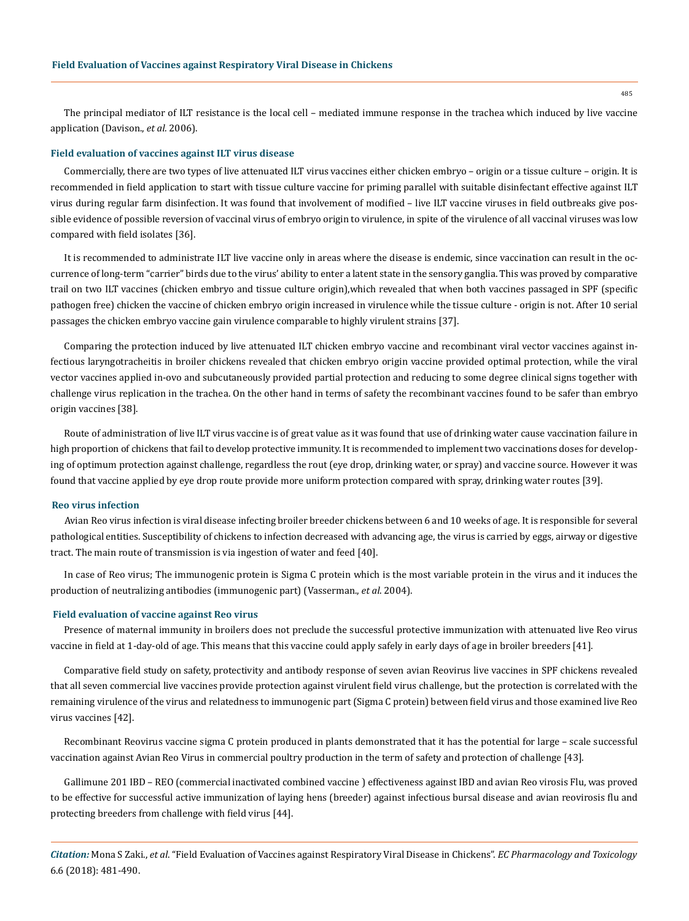The principal mediator of ILT resistance is the local cell – mediated immune response in the trachea which induced by live vaccine application (Davison., *et al.* 2006).

### Field evaluation of vaccines against ILT virus disease

Commercially, there are two types of live attenuated ILT virus vaccines either chicken embryo – origin or a tissue culture – origin. It is recommended in field application to start with tissue culture vaccine for priming parallel with suitable disinfectant effective against ILT virus during regular farm disinfection. It was found that involvement of modified – live ILT vaccine viruses in field outbreaks give possible evidence of possible reversion of vaccinal virus of embryo origin to virulence, in spite of the virulence of all vaccinal viruses was low compared with field isolates [36].

It is recommended to administrate ILT live vaccine only in areas where the disease is endemic, since vaccination can result in the occurrence of long-term "carrier" birds due to the virus' ability to enter a latent state in the sensory ganglia. This was proved by comparative trail on two ILT vaccines (chicken embryo and tissue culture origin),which revealed that when both vaccines passaged in SPF (specific pathogen free) chicken the vaccine of chicken embryo origin increased in virulence while the tissue culture - origin is not. After 10 serial passages the chicken embryo vaccine gain virulence comparable to highly virulent strains [37].

Comparing the protection induced by live attenuated ILT chicken embryo vaccine and recombinant viral vector vaccines against infectious laryngotracheitis in broiler chickens revealed that chicken embryo origin vaccine provided optimal protection, while the viral vector vaccines applied in-ovo and subcutaneously provided partial protection and reducing to some degree clinical signs together with challenge virus replication in the trachea. On the other hand in terms of safety the recombinant vaccines found to be safer than embryo origin vaccines [38].

Route of administration of live ILT virus vaccine is of great value as it was found that use of drinking water cause vaccination failure in high proportion of chickens that fail to develop protective immunity. It is recommended to implement two vaccinations doses for developing of optimum protection against challenge, regardless the rout (eye drop, drinking water, or spray) and vaccine source. However it was found that vaccine applied by eye drop route provide more uniform protection compared with spray, drinking water routes [39].

### Reo virus infection

Avian Reo virus infection is viral disease infecting broiler breeder chickens between 6 and 10 weeks of age. It is responsible for several pathological entities. Susceptibility of chickens to infection decreased with advancing age, the virus is carried by eggs, airway or digestive tract. The main route of transmission is via ingestion of water and feed [40].

In case of Reo virus; The immunogenic protein is Sigma C protein which is the most variable protein in the virus and it induces the production of neutralizing antibodies (immunogenic part) (Vasserman., *et al.* 2004).

### Field evaluation of vaccine against Reo virus

Presence of maternal immunity in broilers does not preclude the successful protective immunization with attenuated live Reo virus vaccine in field at 1-day-old of age. This means that this vaccine could apply safely in early days of age in broiler breeders [41].

Comparative field study on safety, protectivity and antibody response of seven avian Reovirus live vaccines in SPF chickens revealed that all seven commercial live vaccines provide protection against virulent field virus challenge, but the protection is correlated with the remaining virulence of the virus and relatedness to immunogenic part (Sigma C protein) between field virus and those examined live Reo virus vaccines [42].

Recombinant Reovirus vaccine sigma C protein produced in plants demonstrated that it has the potential for large – scale successful vaccination against Avian Reo Virus in commercial poultry production in the term of safety and protection of challenge [43].

Gallimune 201 IBD – REO (commercial inactivated combined vaccine ) effectiveness against IBD and avian Reo virosis Flu, was proved to be effective for successful active immunization of laying hens (breeder) against infectious bursal disease and avian reovirosis flu and protecting breeders from challenge with field virus [44].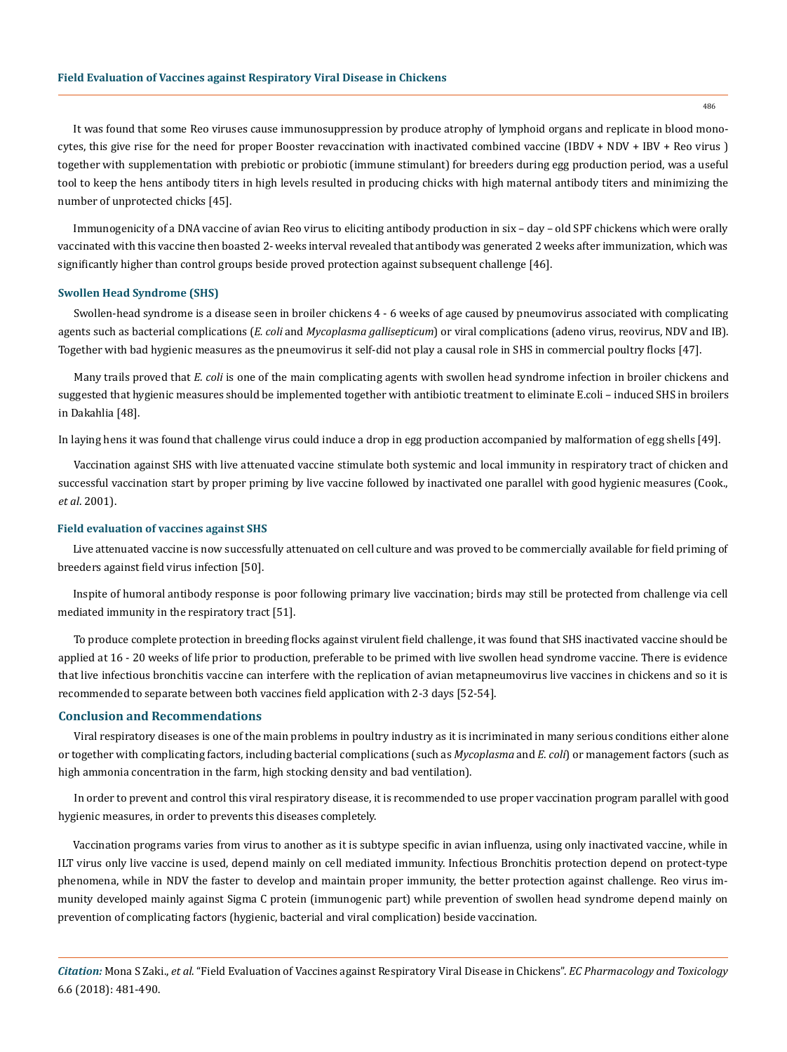It was found that some Reo viruses cause immunosuppression by produce atrophy of lymphoid organs and replicate in blood monocytes, this give rise for the need for proper Booster revaccination with inactivated combined vaccine (IBDV + NDV + IBV + Reo virus ) together with supplementation with prebiotic or probiotic (immune stimulant) for breeders during egg production period, was a useful tool to keep the hens antibody titers in high levels resulted in producing chicks with high maternal antibody titers and minimizing the number of unprotected chicks [45].

Immunogenicity of a DNA vaccine of avian Reo virus to eliciting antibody production in six – day – old SPF chickens which were orally vaccinated with this vaccine then boasted 2- weeks interval revealed that antibody was generated 2 weeks after immunization, which was significantly higher than control groups beside proved protection against subsequent challenge [46].

### Swollen Head Syndrome (SHS)

Swollen-head syndrome is a disease seen in broiler chickens 4 - 6 weeks of age caused by pneumovirus associated with complicating agents such as bacterial complications (*E. coli* and *Mycoplasma gallisepticum*) or viral complications (adeno virus, reovirus, NDV and IB). Together with bad hygienic measures as the pneumovirus it self-did not play a causal role in SHS in commercial poultry flocks [47].

Many trails proved that *E. coli* is one of the main complicating agents with swollen head syndrome infection in broiler chickens and suggested that hygienic measures should be implemented together with antibiotic treatment to eliminate E.coli – induced SHS in broilers in Dakahlia [48].

In laying hens it was found that challenge virus could induce a drop in egg production accompanied by malformation of egg shells [49].

Vaccination against SHS with live attenuated vaccine stimulate both systemic and local immunity in respiratory tract of chicken and successful vaccination start by proper priming by live vaccine followed by inactivated one parallel with good hygienic measures (Cook., *et al*. 2001).

### Field evaluation of vaccines against SHS

Live attenuated vaccine is now successfully attenuated on cell culture and was proved to be commercially available for field priming of breeders against field virus infection [50].

Inspite of humoral antibody response is poor following primary live vaccination; birds may still be protected from challenge via cell mediated immunity in the respiratory tract [51].

To produce complete protection in breeding flocks against virulent field challenge, it was found that SHS inactivated vaccine should be applied at 16 - 20 weeks of life prior to production, preferable to be primed with live swollen head syndrome vaccine. There is evidence that live infectious bronchitis vaccine can interfere with the replication of avian metapneumovirus live vaccines in chickens and so it is recommended to separate between both vaccines field application with 2-3 days [52-54].

## Conclusion and Recommendations

Viral respiratory diseases is one of the main problems in poultry industry as it is incriminated in many serious conditions either alone or together with complicating factors, including bacterial complications (such as *Mycoplasma* and *E. coli*) or management factors (such as high ammonia concentration in the farm, high stocking density and bad ventilation).

In order to prevent and control this viral respiratory disease, it is recommended to use proper vaccination program parallel with good hygienic measures, in order to prevents this diseases completely.

Vaccination programs varies from virus to another as it is subtype specific in avian influenza, using only inactivated vaccine, while in ILT virus only live vaccine is used, depend mainly on cell mediated immunity. Infectious Bronchitis protection depend on protect-type phenomena, while in NDV the faster to develop and maintain proper immunity, the better protection against challenge. Reo virus immunity developed mainly against Sigma C protein (immunogenic part) while prevention of swollen head syndrome depend mainly on prevention of complicating factors (hygienic, bacterial and viral complication) beside vaccination.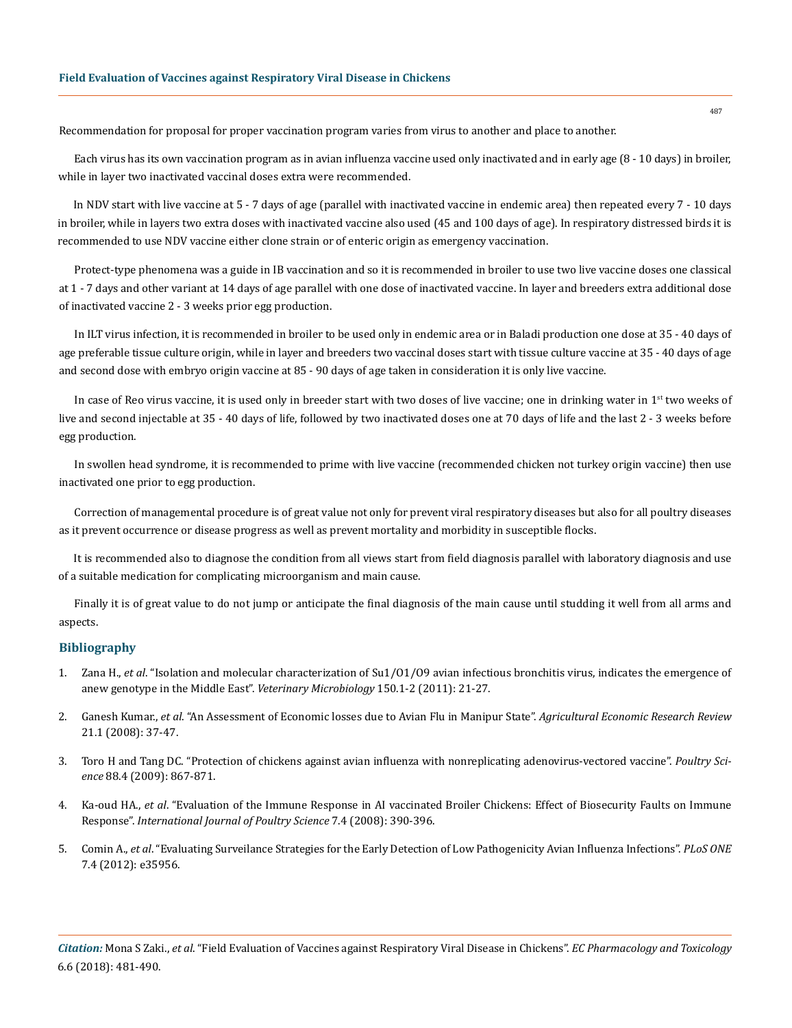Recommendation for proposal for proper vaccination program varies from virus to another and place to another.

Each virus has its own vaccination program as in avian influenza vaccine used only inactivated and in early age (8 - 10 days) in broiler, while in layer two inactivated vaccinal doses extra were recommended.

In NDV start with live vaccine at 5 - 7 days of age (parallel with inactivated vaccine in endemic area) then repeated every 7 - 10 days in broiler, while in layers two extra doses with inactivated vaccine also used (45 and 100 days of age). In respiratory distressed birds it is recommended to use NDV vaccine either clone strain or of enteric origin as emergency vaccination.

Protect-type phenomena was a guide in IB vaccination and so it is recommended in broiler to use two live vaccine doses one classical at 1 - 7 days and other variant at 14 days of age parallel with one dose of inactivated vaccine. In layer and breeders extra additional dose of inactivated vaccine 2 - 3 weeks prior egg production.

In ILT virus infection, it is recommended in broiler to be used only in endemic area or in Baladi production one dose at 35 - 40 days of age preferable tissue culture origin, while in layer and breeders two vaccinal doses start with tissue culture vaccine at 35 - 40 days of age and second dose with embryo origin vaccine at 85 - 90 days of age taken in consideration it is only live vaccine.

In case of Reo virus vaccine, it is used only in breeder start with two doses of live vaccine; one in drinking water in 1st two weeks of live and second injectable at 35 - 40 days of life, followed by two inactivated doses one at 70 days of life and the last 2 - 3 weeks before egg production.

In swollen head syndrome, it is recommended to prime with live vaccine (recommended chicken not turkey origin vaccine) then use inactivated one prior to egg production.

Correction of managemental procedure is of great value not only for prevent viral respiratory diseases but also for all poultry diseases as it prevent occurrence or disease progress as well as prevent mortality and morbidity in susceptible flocks.

It is recommended also to diagnose the condition from all views start from field diagnosis parallel with laboratory diagnosis and use of a suitable medication for complicating microorganism and main cause.

Finally it is of great value to do not jump or anticipate the final diagnosis of the main cause until studding it well from all arms and aspects.

## Bibliography

1. Zana H., *et al*. "Isolation and molecular characterization of Su1/O1/O9 avian infectious bronchitis virus, indicates the emergence of anew genotype in the Middle East". *Veterinary Microbiology* 150.1-2 (2011): 21-27.
2. Ganesh Kumar., *et al*. "An Assessment of Economic losses due to Avian Flu in Manipur State". *Agricultural Economic Research Review* 21.1 (2008): 37-47.
3. Toro H and Tang DC. "Protection of chickens against avian influenza with nonreplicating adenovirus-vectored vaccine". *Poultry Science* 88.4 (2009): 867-871.
4. Ka-oud HA., *et al*. "Evaluation of the Immune Response in AI vaccinated Broiler Chickens: Effect of Biosecurity Faults on Immune Response". *International Journal of Poultry Science* 7.4 (2008): 390-396.
5. Comin A., *et al*. "Evaluating Surveilance Strategies for the Early Detection of Low Pathogenicity Avian Influenza Infections". *PLoS ONE* 7.4 (2012): e35956.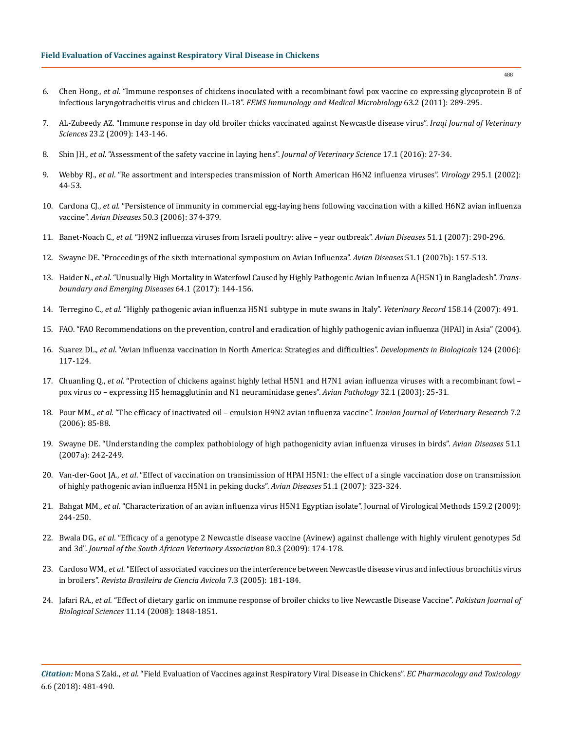6. Chen Hong., *et al*. "Immune responses of chickens inoculated with a recombinant fowl pox vaccine co expressing glycoprotein B of infectious laryngotracheitis virus and chicken IL-18". *FEMS Immunology and Medical Microbiology* 63.2 (2011): 289-295.
7. AL-Zubeedy AZ. "Immune response in day old broiler chicks vaccinated against Newcastle disease virus". *Iraqi Journal of Veterinary Sciences* 23.2 (2009): 143-146.
8. Shin JH., *et al*. "Assessment of the safety vaccine in laying hens". *Journal of Veterinary Science* 17.1 (2016): 27-34.
9. Webby RJ., *et al*. "Re assortment and interspecies transmission of North American H6N2 influenza viruses". *Virology* 295.1 (2002): 44-53.
10. Cardona CJ., *et al*. "Persistence of immunity in commercial egg-laying hens following vaccination with a killed H6N2 avian influenza vaccine". *Avian Diseases* 50.3 (2006): 374-379.
11. Banet-Noach C., *et al*. "H9N2 influenza viruses from Israeli poultry: alive – year outbreak". *Avian Diseases* 51.1 (2007): 290-296.
12. Swayne DE. "Proceedings of the sixth international symposium on Avian Influenza". *Avian Diseases* 51.1 (2007b): 157-513.
13. Haider N., *et al*. "Unusually High Mortality in Waterfowl Caused by Highly Pathogenic Avian Influenza A(H5N1) in Bangladesh". *Transboundary and Emerging Diseases* 64.1 (2017): 144-156.
14. Terregino C., *et al*. "Highly pathogenic avian influenza H5N1 subtype in mute swans in Italy". *Veterinary Record* 158.14 (2007): 491.
15. FAO. "FAO Recommendations on the prevention, control and eradication of highly pathogenic avian influenza (HPAI) in Asia" (2004).
16. Suarez DL., *et al*. "Avian influenza vaccination in North America: Strategies and difficulties". *Developments in Biologicals* 124 (2006): 117-124.
17. Chuanling Q., *et al*. "Protection of chickens against highly lethal H5N1 and H7N1 avian influenza viruses with a recombinant fowl – pox virus co – expressing H5 hemagglutinin and N1 neuraminidase genes". *Avian Pathology* 32.1 (2003): 25-31.
18. Pour MM., *et al*. "The efficacy of inactivated oil – emulsion H9N2 avian influenza vaccine". *Iranian Journal of Veterinary Research* 7.2 (2006): 85-88.
19. Swayne DE. "Understanding the complex pathobiology of high pathogenicity avian influenza viruses in birds". *Avian Diseases* 51.1 (2007a): 242-249.
20. Van-der-Goot JA., *et al*. "Effect of vaccination on transimission of HPAI H5N1: the effect of a single vaccination dose on transmission of highly pathogenic avian influenza H5N1 in peking ducks". *Avian Diseases* 51.1 (2007): 323-324.
21. Bahgat MM., *et al*. "Characterization of an avian influenza virus H5N1 Egyptian isolate". Journal of Virological Methods 159.2 (2009): 244-250.
22. Bwala DG., *et al*. "Efficacy of a genotype 2 Newcastle disease vaccine (Avinew) against challenge with highly virulent genotypes 5d and 3d". *Journal of the South African Veterinary Association* 80.3 (2009): 174-178.
23. Cardoso WM., *et al*. "Effect of associated vaccines on the interference between Newcastle disease virus and infectious bronchitis virus in broilers". *Revista Brasileira de Ciencia Avicola* 7.3 (2005): 181-184.
24. Jafari RA., *et al*. "Effect of dietary garlic on immune response of broiler chicks to live Newcastle Disease Vaccine". *Pakistan Journal of Biological Sciences* 11.14 (2008): 1848-1851.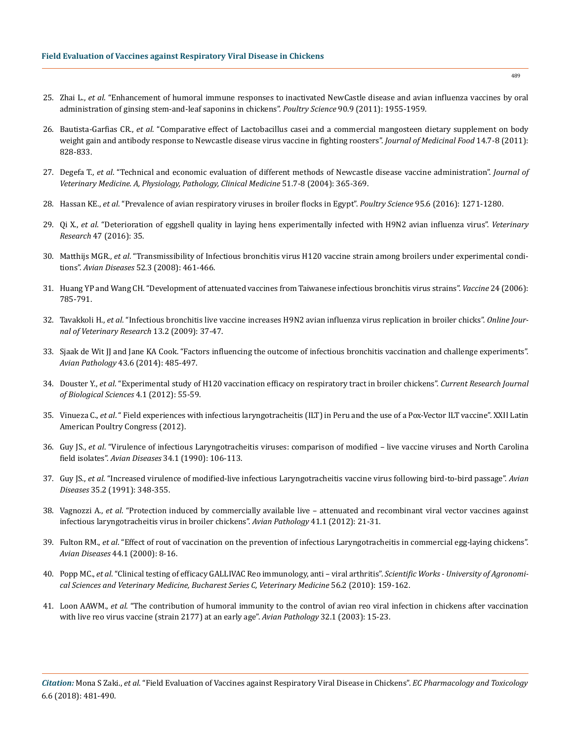25. Zhai L., *et al*. "Enhancement of humoral immune responses to inactivated NewCastle disease and avian influenza vaccines by oral administration of ginsing stem-and-leaf saponins in chickens". *Poultry Science* 90.9 (2011): 1955-1959.

26. Bautista-Garfias CR., *et al*. "Comparative effect of Lactobacillus casei and a commercial mangosteen dietary supplement on body weight gain and antibody response to Newcastle disease virus vaccine in fighting roosters". *Journal of Medicinal Food* 14.7-8 (2011): 828-833.

27. Degefa T., *et al*. "Technical and economic evaluation of different methods of Newcastle disease vaccine administration". *Journal of Veterinary Medicine. A, Physiology, Pathology, Clinical Medicine* 51.7-8 (2004): 365-369.

28. Hassan KE., *et al*. "Prevalence of avian respiratory viruses in broiler flocks in Egypt". *Poultry Science* 95.6 (2016): 1271-1280.

29. Qi X., *et al*. "Deterioration of eggshell quality in laying hens experimentally infected with H9N2 avian influenza virus". *Veterinary Research* 47 (2016): 35.

30. Matthijs MGR., *et al*. "Transmissibility of Infectious bronchitis virus H120 vaccine strain among broilers under experimental conditions". *Avian Diseases* 52.3 (2008): 461-466.

31. Huang YP and Wang CH. "Development of attenuated vaccines from Taiwanese infectious bronchitis virus strains". *Vaccine* 24 (2006): 785-791.

32. Tavakkoli H., *et al*. "Infectious bronchitis live vaccine increases H9N2 avian influenza virus replication in broiler chicks". *Online Journal of Veterinary Research* 13.2 (2009): 37-47.

33. Sjaak de Wit JJ and Jane KA Cook. "Factors influencing the outcome of infectious bronchitis vaccination and challenge experiments". *Avian Pathology* 43.6 (2014): 485-497.

34. Douster Y., *et al*. "Experimental study of H120 vaccination efficacy on respiratory tract in broiler chickens". *Current Research Journal of Biological Sciences* 4.1 (2012): 55-59.

35. Vinueza C., *et al*. " Field experiences with infectious laryngotracheitis (ILT) in Peru and the use of a Pox-Vector ILT vaccine". XXII Latin American Poultry Congress (2012).

36. Guy JS., *et al*. "Virulence of infectious Laryngotracheitis viruses: comparison of modified – live vaccine viruses and North Carolina field isolates". *Avian Diseases* 34.1 (1990): 106-113.

37. Guy JS., *et al*. "Increased virulence of modified-live infectious Laryngotracheitis vaccine virus following bird-to-bird passage". *Avian Diseases* 35.2 (1991): 348-355.

38. Vagnozzi A., *et al*. "Protection induced by commercially available live – attenuated and recombinant viral vector vaccines against infectious laryngotracheitis virus in broiler chickens". *Avian Pathology* 41.1 (2012): 21-31.

39. Fulton RM., *et al*. "Effect of rout of vaccination on the prevention of infectious Laryngotracheitis in commercial egg-laying chickens". *Avian Diseases* 44.1 (2000): 8-16.

40. Popp MC., *et al*. "Clinical testing of efficacy GALLIVAC Reo immunology, anti – viral arthritis". *Scientific Works - University of Agronomical Sciences and Veterinary Medicine, Bucharest Series C, Veterinary Medicine* 56.2 (2010): 159-162.

41. Loon AAWM., *et al*. "The contribution of humoral immunity to the control of avian reo viral infection in chickens after vaccination with live reo virus vaccine (strain 2177) at an early age". *Avian Pathology* 32.1 (2003): 15-23.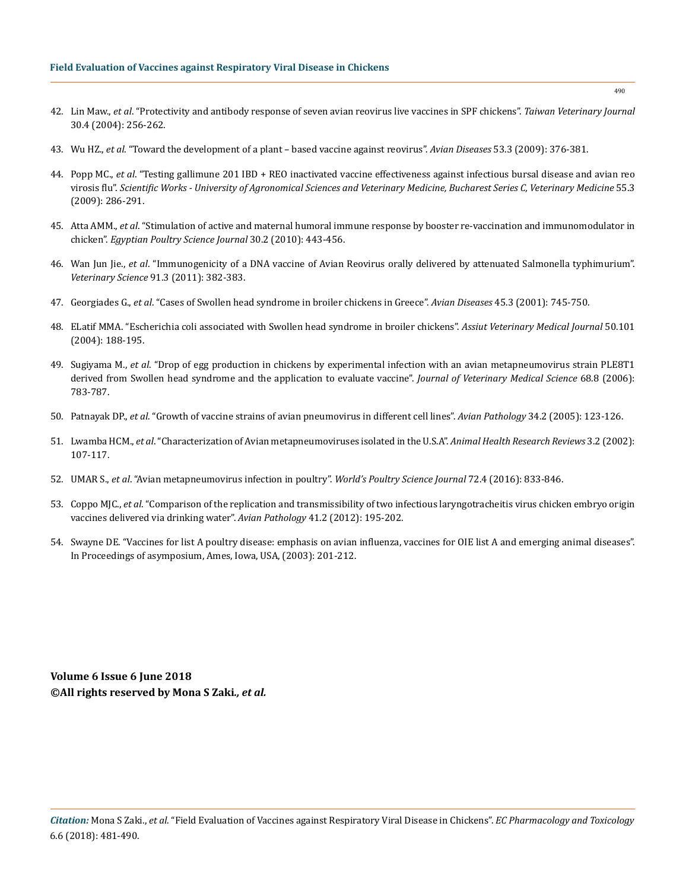42. Lin Maw., *et al*. "Protectivity and antibody response of seven avian reovirus live vaccines in SPF chickens". *Taiwan Veterinary Journal* 30.4 (2004): 256-262.

43. Wu HZ., *et al*. "Toward the development of a plant – based vaccine against reovirus". *Avian Diseases* 53.3 (2009): 376-381.

44. Popp MC., *et al*. "Testing gallimune 201 IBD + REO inactivated vaccine effectiveness against infectious bursal disease and avian reo virosis flu". *Scientific Works - University of Agronomical Sciences and Veterinary Medicine, Bucharest Series C, Veterinary Medicine* 55.3 (2009): 286-291.

45. Atta AMM., *et al*. "Stimulation of active and maternal humoral immune response by booster re-vaccination and immunomodulator in chicken". *Egyptian Poultry Science Journal* 30.2 (2010): 443-456.

46. Wan Jun Jie., *et al*. "Immunogenicity of a DNA vaccine of Avian Reovirus orally delivered by attenuated Salmonella typhimurium". *Veterinary Science* 91.3 (2011): 382-383.

47. Georgiades G., *et al*. "Cases of Swollen head syndrome in broiler chickens in Greece". *Avian Diseases* 45.3 (2001): 745-750.

48. ELatif MMA. "Escherichia coli associated with Swollen head syndrome in broiler chickens". *Assiut Veterinary Medical Journal* 50.101 (2004): 188-195.

49. Sugiyama M., *et al*. "Drop of egg production in chickens by experimental infection with an avian metapneumovirus strain PLE8T1 derived from Swollen head syndrome and the application to evaluate vaccine". *Journal of Veterinary Medical Science* 68.8 (2006): 783-787.

50. Patnayak DP., *et al*. "Growth of vaccine strains of avian pneumovirus in different cell lines". *Avian Pathology* 34.2 (2005): 123-126.

51. Lwamba HCM., *et al*. "Characterization of Avian metapneumoviruses isolated in the U.S.A". *Animal Health Research Reviews* 3.2 (2002): 107-117.

52. UMAR S., *et al*. "Avian metapneumovirus infection in poultry". *World's Poultry Science Journal* 72.4 (2016): 833-846.

53. Coppo MJC., *et al*. "Comparison of the replication and transmissibility of two infectious laryngotracheitis virus chicken embryo origin vaccines delivered via drinking water". *Avian Pathology* 41.2 (2012): 195-202.

54. Swayne DE. "Vaccines for list A poultry disease: emphasis on avian influenza, vaccines for OIE list A and emerging animal diseases". In Proceedings of asymposium, Ames, Iowa, USA, (2003): 201-212.

**Volume 6 Issue 6 June 2018**
**©All rights reserved by Mona S Zaki*., et al.***